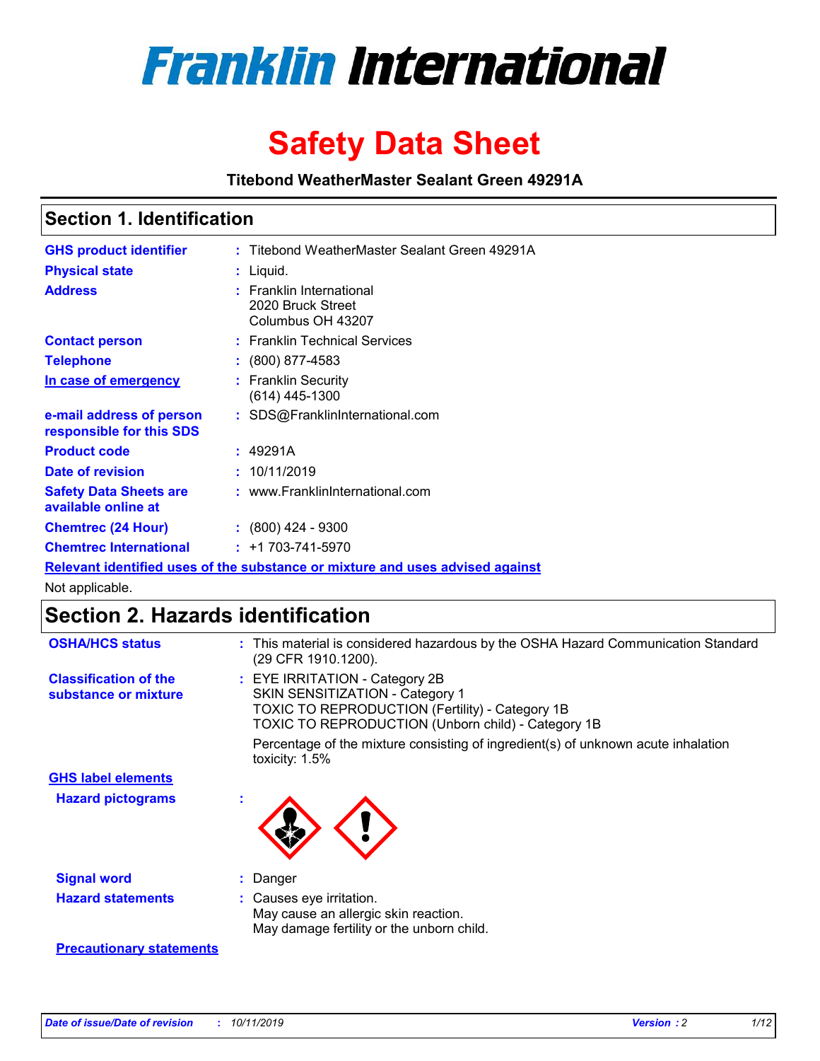# Franklin International

# Safety Data Sheet

**Titebond WeatherMaster Sealant Green 49291A**

## Section 1. Identification

| | |
|---|---|
| **GHS product identifier** | : Titebond WeatherMaster Sealant Green 49291A |
| **Physical state** | : Liquid. |
| **Address** | : Franklin International<br>2020 Bruck Street<br>Columbus OH 43207 |
| **Contact person** | : Franklin Technical Services |
| **Telephone** | : (800) 877-4583 |
| **In case of emergency** | : Franklin Security<br>(614) 445-1300 |
| **e-mail address of person responsible for this SDS** | : SDS@FranklinInternational.com |
| **Product code** | : 49291A |
| **Date of revision** | : 10/11/2019 |
| **Safety Data Sheets are available online at** | : www.FranklinInternational.com |
| **Chemtrec (24 Hour)** | : (800) 424 - 9300 |
| **Chemtrec International** | : +1 703-741-5970 |

**Relevant identified uses of the substance or mixture and uses advised against**

Not applicable.

## Section 2. Hazards identification

| | |
|---|---|
| **OSHA/HCS status** | : This material is considered hazardous by the OSHA Hazard Communication Standard (29 CFR 1910.1200). |
| **Classification of the substance or mixture** | : EYE IRRITATION - Category 2B<br>SKIN SENSITIZATION - Category 1<br>TOXIC TO REPRODUCTION (Fertility) - Category 1B<br>TOXIC TO REPRODUCTION (Unborn child) - Category 1B<br><br>Percentage of the mixture consisting of ingredient(s) of unknown acute inhalation toxicity: 1.5% |

**GHS label elements**

| | |
|---|---|
| **Hazard pictograms** | : |
| **Signal word** | : Danger |
| **Hazard statements** | : Causes eye irritation.<br>May cause an allergic skin reaction.<br>May damage fertility or the unborn child. |

**Precautionary statements**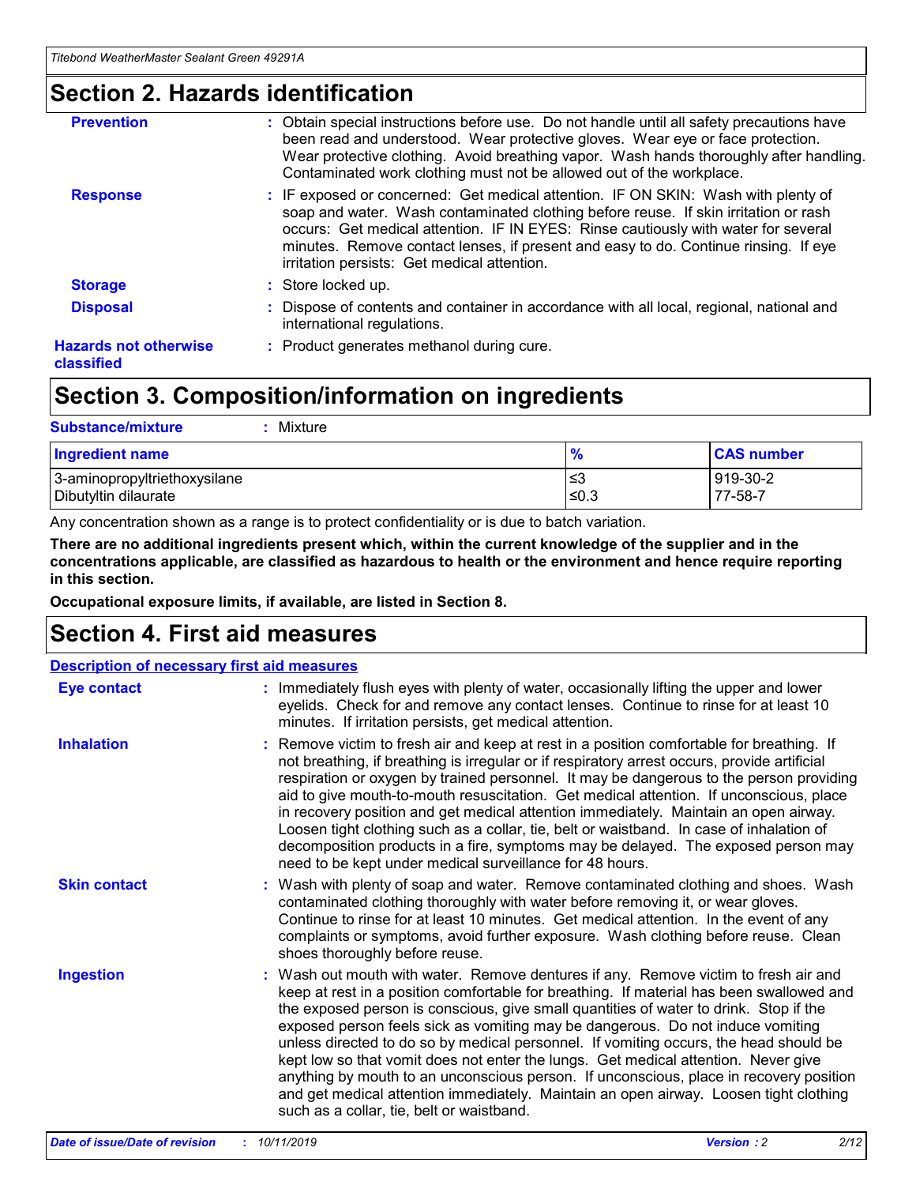## Section 2. Hazards identification

**Prevention** : Obtain special instructions before use. Do not handle until all safety precautions have been read and understood. Wear protective gloves. Wear eye or face protection. Wear protective clothing. Avoid breathing vapor. Wash hands thoroughly after handling. Contaminated work clothing must not be allowed out of the workplace.

**Response** : IF exposed or concerned: Get medical attention. IF ON SKIN: Wash with plenty of soap and water. Wash contaminated clothing before reuse. If skin irritation or rash occurs: Get medical attention. IF IN EYES: Rinse cautiously with water for several minutes. Remove contact lenses, if present and easy to do. Continue rinsing. If eye irritation persists: Get medical attention.

**Storage** : Store locked up.

**Disposal** : Dispose of contents and container in accordance with all local, regional, national and international regulations.

**Hazards not otherwise classified** : Product generates methanol during cure.

## Section 3. Composition/information on ingredients

**Substance/mixture** : Mixture

| Ingredient name | % | CAS number |
| --- | --- | --- |
| 3-aminopropyltriethoxysilane | ≤3 | 919-30-2 |
| Dibutyltin dilaurate | ≤0.3 | 77-58-7 |

Any concentration shown as a range is to protect confidentiality or is due to batch variation.

**There are no additional ingredients present which, within the current knowledge of the supplier and in the concentrations applicable, are classified as hazardous to health or the environment and hence require reporting in this section.**

**Occupational exposure limits, if available, are listed in Section 8.**

## Section 4. First aid measures

**Description of necessary first aid measures**

**Eye contact** : Immediately flush eyes with plenty of water, occasionally lifting the upper and lower eyelids. Check for and remove any contact lenses. Continue to rinse for at least 10 minutes. If irritation persists, get medical attention.

**Inhalation** : Remove victim to fresh air and keep at rest in a position comfortable for breathing. If not breathing, if breathing is irregular or if respiratory arrest occurs, provide artificial respiration or oxygen by trained personnel. It may be dangerous to the person providing aid to give mouth-to-mouth resuscitation. Get medical attention. If unconscious, place in recovery position and get medical attention immediately. Maintain an open airway. Loosen tight clothing such as a collar, tie, belt or waistband. In case of inhalation of decomposition products in a fire, symptoms may be delayed. The exposed person may need to be kept under medical surveillance for 48 hours.

**Skin contact** : Wash with plenty of soap and water. Remove contaminated clothing and shoes. Wash contaminated clothing thoroughly with water before removing it, or wear gloves. Continue to rinse for at least 10 minutes. Get medical attention. In the event of any complaints or symptoms, avoid further exposure. Wash clothing before reuse. Clean shoes thoroughly before reuse.

**Ingestion** : Wash out mouth with water. Remove dentures if any. Remove victim to fresh air and keep at rest in a position comfortable for breathing. If material has been swallowed and the exposed person is conscious, give small quantities of water to drink. Stop if the exposed person feels sick as vomiting may be dangerous. Do not induce vomiting unless directed to do so by medical personnel. If vomiting occurs, the head should be kept low so that vomit does not enter the lungs. Get medical attention. Never give anything by mouth to an unconscious person. If unconscious, place in recovery position and get medical attention immediately. Maintain an open airway. Loosen tight clothing such as a collar, tie, belt or waistband.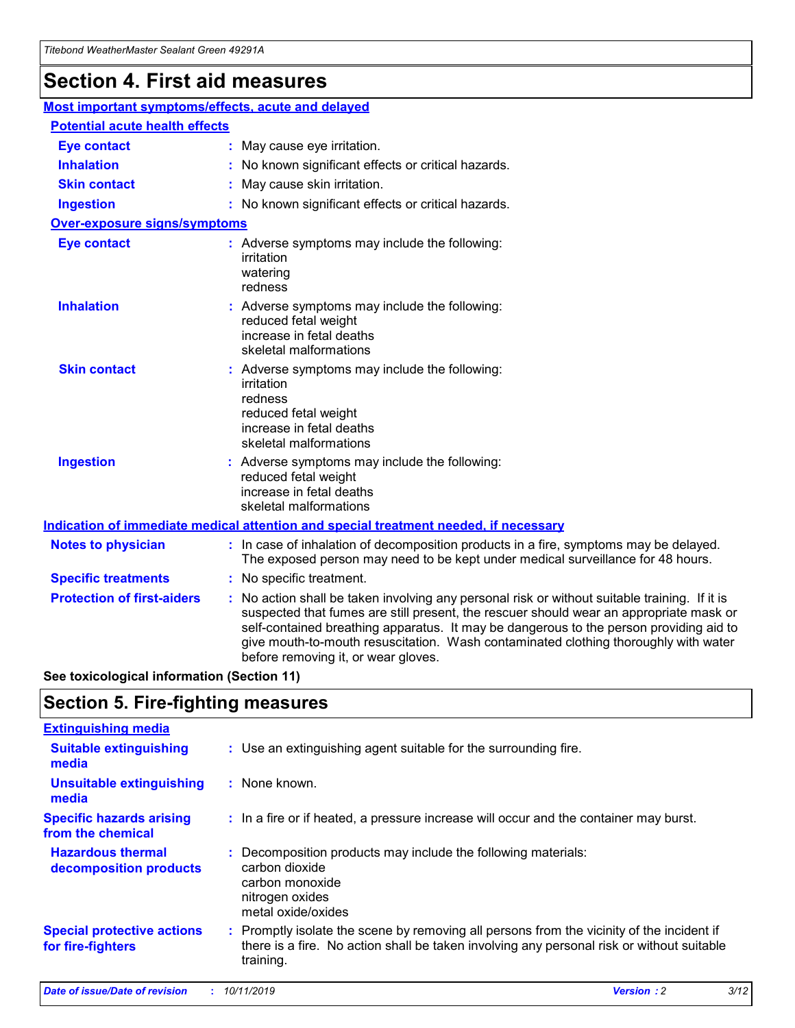# Section 4. First aid measures

## Most important symptoms/effects, acute and delayed

### Potential acute health effects

**Eye contact** : May cause eye irritation.

**Inhalation** : No known significant effects or critical hazards.

**Skin contact** : May cause skin irritation.

**Ingestion** : No known significant effects or critical hazards.

### Over-exposure signs/symptoms

**Eye contact** : Adverse symptoms may include the following:
irritation
watering
redness

**Inhalation** : Adverse symptoms may include the following:
reduced fetal weight
increase in fetal deaths
skeletal malformations

**Skin contact** : Adverse symptoms may include the following:
irritation
redness
reduced fetal weight
increase in fetal deaths
skeletal malformations

**Ingestion** : Adverse symptoms may include the following:
reduced fetal weight
increase in fetal deaths
skeletal malformations

## Indication of immediate medical attention and special treatment needed, if necessary

**Notes to physician** : In case of inhalation of decomposition products in a fire, symptoms may be delayed. The exposed person may need to be kept under medical surveillance for 48 hours.

**Specific treatments** : No specific treatment.

**Protection of first-aiders** : No action shall be taken involving any personal risk or without suitable training. If it is suspected that fumes are still present, the rescuer should wear an appropriate mask or self-contained breathing apparatus. It may be dangerous to the person providing aid to give mouth-to-mouth resuscitation. Wash contaminated clothing thoroughly with water before removing it, or wear gloves.

**See toxicological information (Section 11)**

# Section 5. Fire-fighting measures

## Extinguishing media

**Suitable extinguishing media** : Use an extinguishing agent suitable for the surrounding fire.

**Unsuitable extinguishing media** : None known.

**Specific hazards arising from the chemical** : In a fire or if heated, a pressure increase will occur and the container may burst.

**Hazardous thermal decomposition products** : Decomposition products may include the following materials:
carbon dioxide
carbon monoxide
nitrogen oxides
metal oxide/oxides

**Special protective actions for fire-fighters** : Promptly isolate the scene by removing all persons from the vicinity of the incident if there is a fire. No action shall be taken involving any personal risk or without suitable training.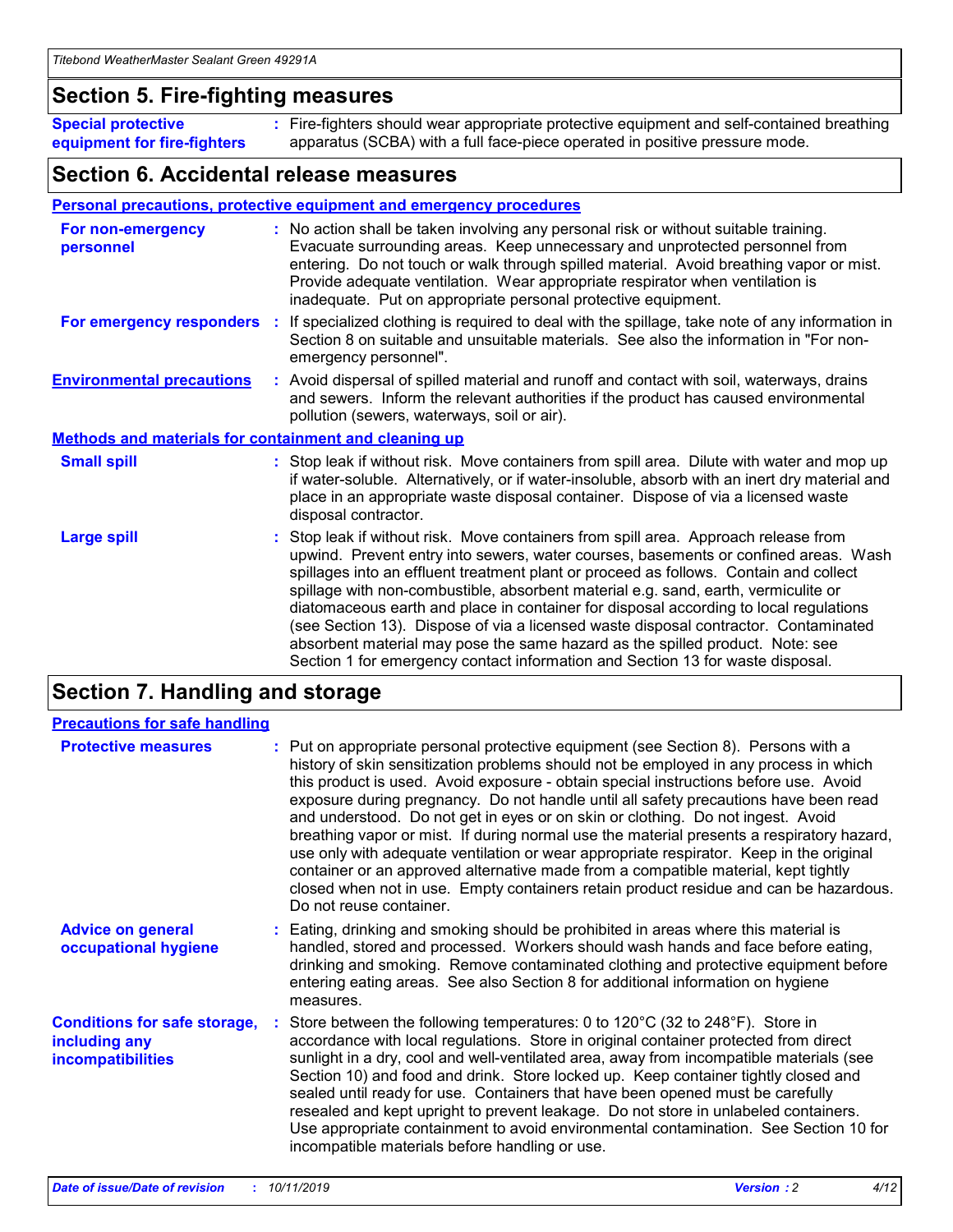## Section 5. Fire-fighting measures

**Special protective equipment for fire-fighters** : Fire-fighters should wear appropriate protective equipment and self-contained breathing apparatus (SCBA) with a full face-piece operated in positive pressure mode.

## Section 6. Accidental release measures

### Personal precautions, protective equipment and emergency procedures

**For non-emergency personnel** : No action shall be taken involving any personal risk or without suitable training. Evacuate surrounding areas. Keep unnecessary and unprotected personnel from entering. Do not touch or walk through spilled material. Avoid breathing vapor or mist. Provide adequate ventilation. Wear appropriate respirator when ventilation is inadequate. Put on appropriate personal protective equipment.

**For emergency responders** : If specialized clothing is required to deal with the spillage, take note of any information in Section 8 on suitable and unsuitable materials. See also the information in "For non-emergency personnel".

**Environmental precautions** : Avoid dispersal of spilled material and runoff and contact with soil, waterways, drains and sewers. Inform the relevant authorities if the product has caused environmental pollution (sewers, waterways, soil or air).

### Methods and materials for containment and cleaning up

**Small spill** : Stop leak if without risk. Move containers from spill area. Dilute with water and mop up if water-soluble. Alternatively, or if water-insoluble, absorb with an inert dry material and place in an appropriate waste disposal container. Dispose of via a licensed waste disposal contractor.

**Large spill** : Stop leak if without risk. Move containers from spill area. Approach release from upwind. Prevent entry into sewers, water courses, basements or confined areas. Wash spillages into an effluent treatment plant or proceed as follows. Contain and collect spillage with non-combustible, absorbent material e.g. sand, earth, vermiculite or diatomaceous earth and place in container for disposal according to local regulations (see Section 13). Dispose of via a licensed waste disposal contractor. Contaminated absorbent material may pose the same hazard as the spilled product. Note: see Section 1 for emergency contact information and Section 13 for waste disposal.

## Section 7. Handling and storage

### Precautions for safe handling

**Protective measures** : Put on appropriate personal protective equipment (see Section 8). Persons with a history of skin sensitization problems should not be employed in any process in which this product is used. Avoid exposure - obtain special instructions before use. Avoid exposure during pregnancy. Do not handle until all safety precautions have been read and understood. Do not get in eyes or on skin or clothing. Do not ingest. Avoid breathing vapor or mist. If during normal use the material presents a respiratory hazard, use only with adequate ventilation or wear appropriate respirator. Keep in the original container or an approved alternative made from a compatible material, kept tightly closed when not in use. Empty containers retain product residue and can be hazardous. Do not reuse container.

**Advice on general occupational hygiene** : Eating, drinking and smoking should be prohibited in areas where this material is handled, stored and processed. Workers should wash hands and face before eating, drinking and smoking. Remove contaminated clothing and protective equipment before entering eating areas. See also Section 8 for additional information on hygiene measures.

**Conditions for safe storage, including any incompatibilities** : Store between the following temperatures: 0 to 120°C (32 to 248°F). Store in accordance with local regulations. Store in original container protected from direct sunlight in a dry, cool and well-ventilated area, away from incompatible materials (see Section 10) and food and drink. Store locked up. Keep container tightly closed and sealed until ready for use. Containers that have been opened must be carefully resealed and kept upright to prevent leakage. Do not store in unlabeled containers. Use appropriate containment to avoid environmental contamination. See Section 10 for incompatible materials before handling or use.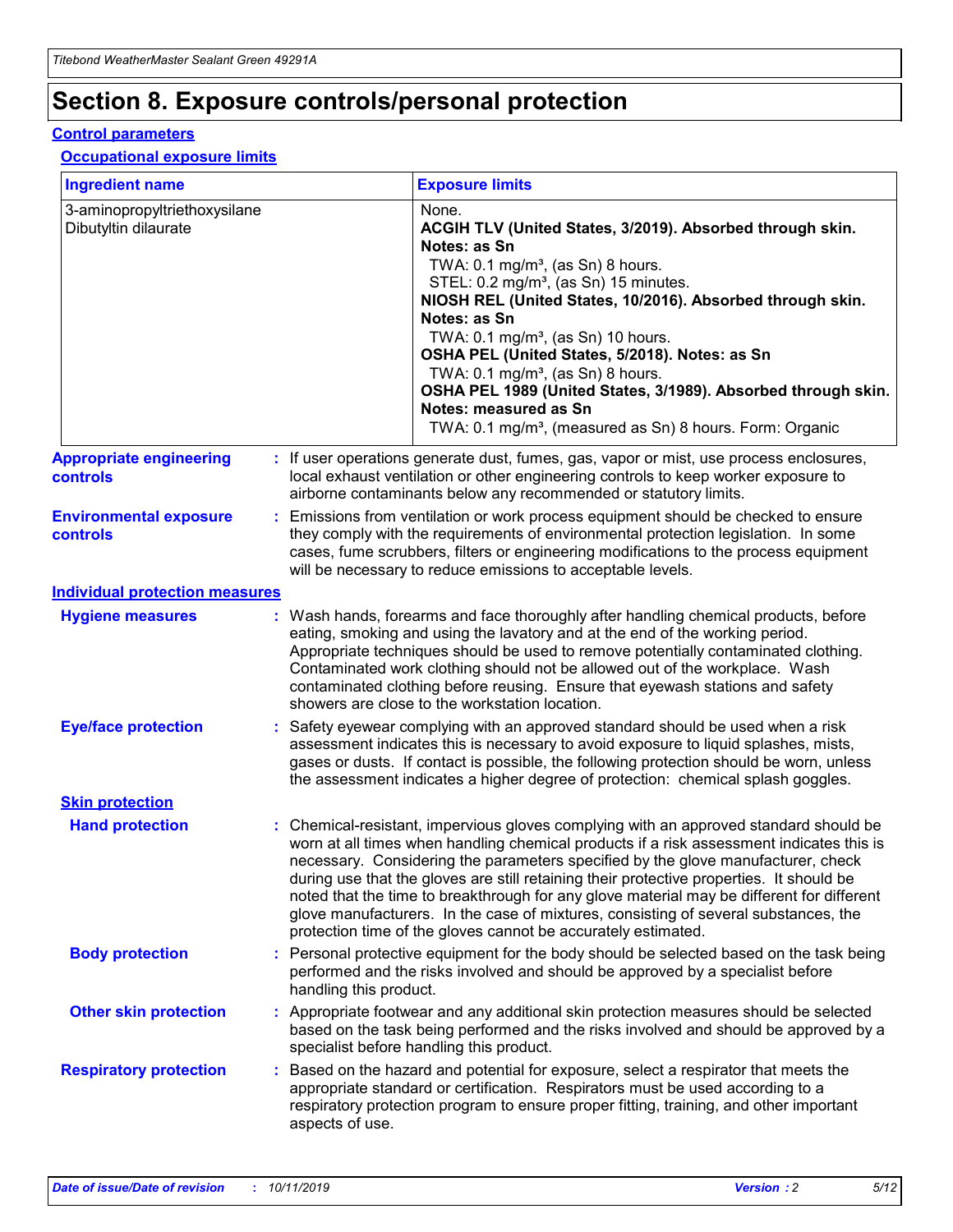# Section 8. Exposure controls/personal protection

## Control parameters

### Occupational exposure limits

| Ingredient name | Exposure limits |
| --- | --- |
| 3-aminopropyltriethoxysilane<br>Dibutyltin dilaurate | None.<br>**ACGIH TLV (United States, 3/2019). Absorbed through skin. Notes: as Sn**<br>TWA: 0.1 mg/m³, (as Sn) 8 hours.<br>STEL: 0.2 mg/m³, (as Sn) 15 minutes.<br>**NIOSH REL (United States, 10/2016). Absorbed through skin. Notes: as Sn**<br>TWA: 0.1 mg/m³, (as Sn) 10 hours.<br>**OSHA PEL (United States, 5/2018). Notes: as Sn**<br>TWA: 0.1 mg/m³, (as Sn) 8 hours.<br>**OSHA PEL 1989 (United States, 3/1989). Absorbed through skin. Notes: measured as Sn**<br>TWA: 0.1 mg/m³, (measured as Sn) 8 hours. Form: Organic |

**Appropriate engineering controls** : If user operations generate dust, fumes, gas, vapor or mist, use process enclosures, local exhaust ventilation or other engineering controls to keep worker exposure to airborne contaminants below any recommended or statutory limits.

**Environmental exposure controls** : Emissions from ventilation or work process equipment should be checked to ensure they comply with the requirements of environmental protection legislation. In some cases, fume scrubbers, filters or engineering modifications to the process equipment will be necessary to reduce emissions to acceptable levels.

## Individual protection measures

**Hygiene measures** : Wash hands, forearms and face thoroughly after handling chemical products, before eating, smoking and using the lavatory and at the end of the working period. Appropriate techniques should be used to remove potentially contaminated clothing. Contaminated work clothing should not be allowed out of the workplace. Wash contaminated clothing before reusing. Ensure that eyewash stations and safety showers are close to the workstation location.

**Eye/face protection** : Safety eyewear complying with an approved standard should be used when a risk assessment indicates this is necessary to avoid exposure to liquid splashes, mists, gases or dusts. If contact is possible, the following protection should be worn, unless the assessment indicates a higher degree of protection: chemical splash goggles.

### Skin protection

**Hand protection** : Chemical-resistant, impervious gloves complying with an approved standard should be worn at all times when handling chemical products if a risk assessment indicates this is necessary. Considering the parameters specified by the glove manufacturer, check during use that the gloves are still retaining their protective properties. It should be noted that the time to breakthrough for any glove material may be different for different glove manufacturers. In the case of mixtures, consisting of several substances, the protection time of the gloves cannot be accurately estimated.

**Body protection** : Personal protective equipment for the body should be selected based on the task being performed and the risks involved and should be approved by a specialist before handling this product.

**Other skin protection** : Appropriate footwear and any additional skin protection measures should be selected based on the task being performed and the risks involved and should be approved by a specialist before handling this product.

**Respiratory protection** : Based on the hazard and potential for exposure, select a respirator that meets the appropriate standard or certification. Respirators must be used according to a respiratory protection program to ensure proper fitting, training, and other important aspects of use.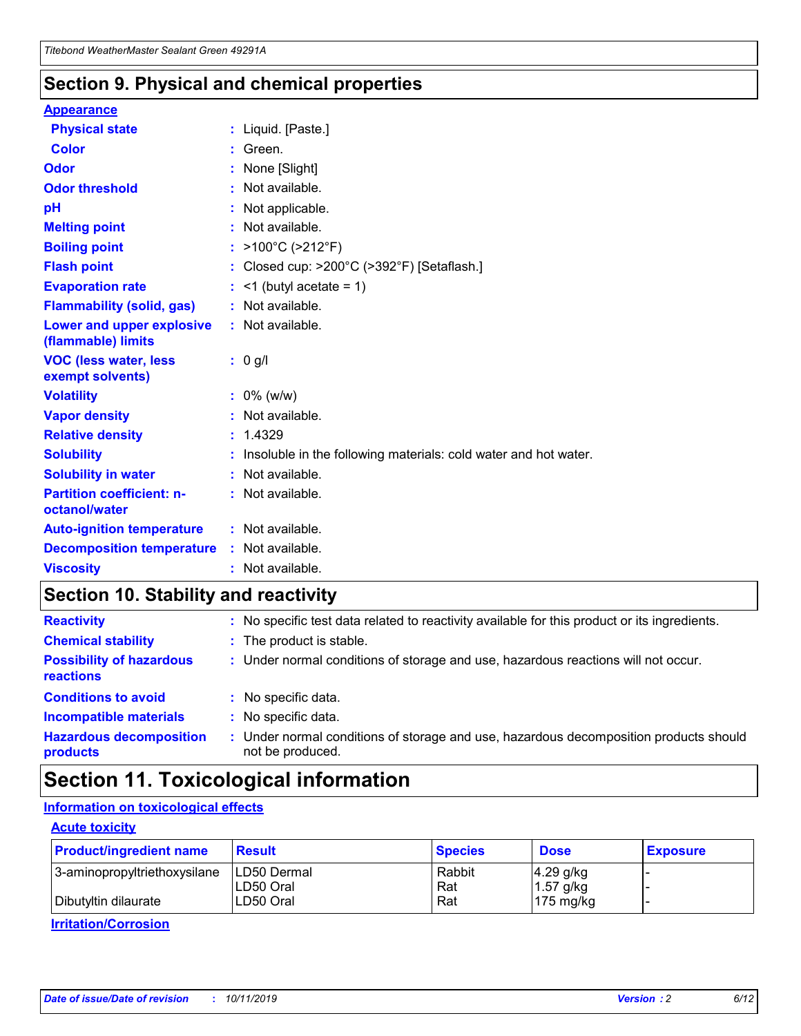## Section 9. Physical and chemical properties

**Appearance**

| | | |
|---|---|---|
| **Physical state** | : | Liquid. [Paste.] |
| **Color** | : | Green. |
| **Odor** | : | None [Slight] |
| **Odor threshold** | : | Not available. |
| **pH** | : | Not applicable. |
| **Melting point** | : | Not available. |
| **Boiling point** | : | >100°C (>212°F) |
| **Flash point** | : | Closed cup: >200°C (>392°F) [Setaflash.] |
| **Evaporation rate** | : | <1 (butyl acetate = 1) |
| **Flammability (solid, gas)** | : | Not available. |
| **Lower and upper explosive (flammable) limits** | : | Not available. |
| **VOC (less water, less exempt solvents)** | : | 0 g/l |
| **Volatility** | : | 0% (w/w) |
| **Vapor density** | : | Not available. |
| **Relative density** | : | 1.4329 |
| **Solubility** | : | Insoluble in the following materials: cold water and hot water. |
| **Solubility in water** | : | Not available. |
| **Partition coefficient: n-octanol/water** | : | Not available. |
| **Auto-ignition temperature** | : | Not available. |
| **Decomposition temperature** | : | Not available. |
| **Viscosity** | : | Not available. |

## Section 10. Stability and reactivity

| | | |
|---|---|---|
| **Reactivity** | : | No specific test data related to reactivity available for this product or its ingredients. |
| **Chemical stability** | : | The product is stable. |
| **Possibility of hazardous reactions** | : | Under normal conditions of storage and use, hazardous reactions will not occur. |
| **Conditions to avoid** | : | No specific data. |
| **Incompatible materials** | : | No specific data. |
| **Hazardous decomposition products** | : | Under normal conditions of storage and use, hazardous decomposition products should not be produced. |

## Section 11. Toxicological information

**Information on toxicological effects**

**Acute toxicity**

| Product/ingredient name | Result | Species | Dose | Exposure |
|---|---|---|---|---|
| 3-aminopropyltriethoxysilane | LD50 Dermal | Rabbit | 4.29 g/kg | - |
| | LD50 Oral | Rat | 1.57 g/kg | - |
| Dibutyltin dilaurate | LD50 Oral | Rat | 175 mg/kg | - |

**Irritation/Corrosion**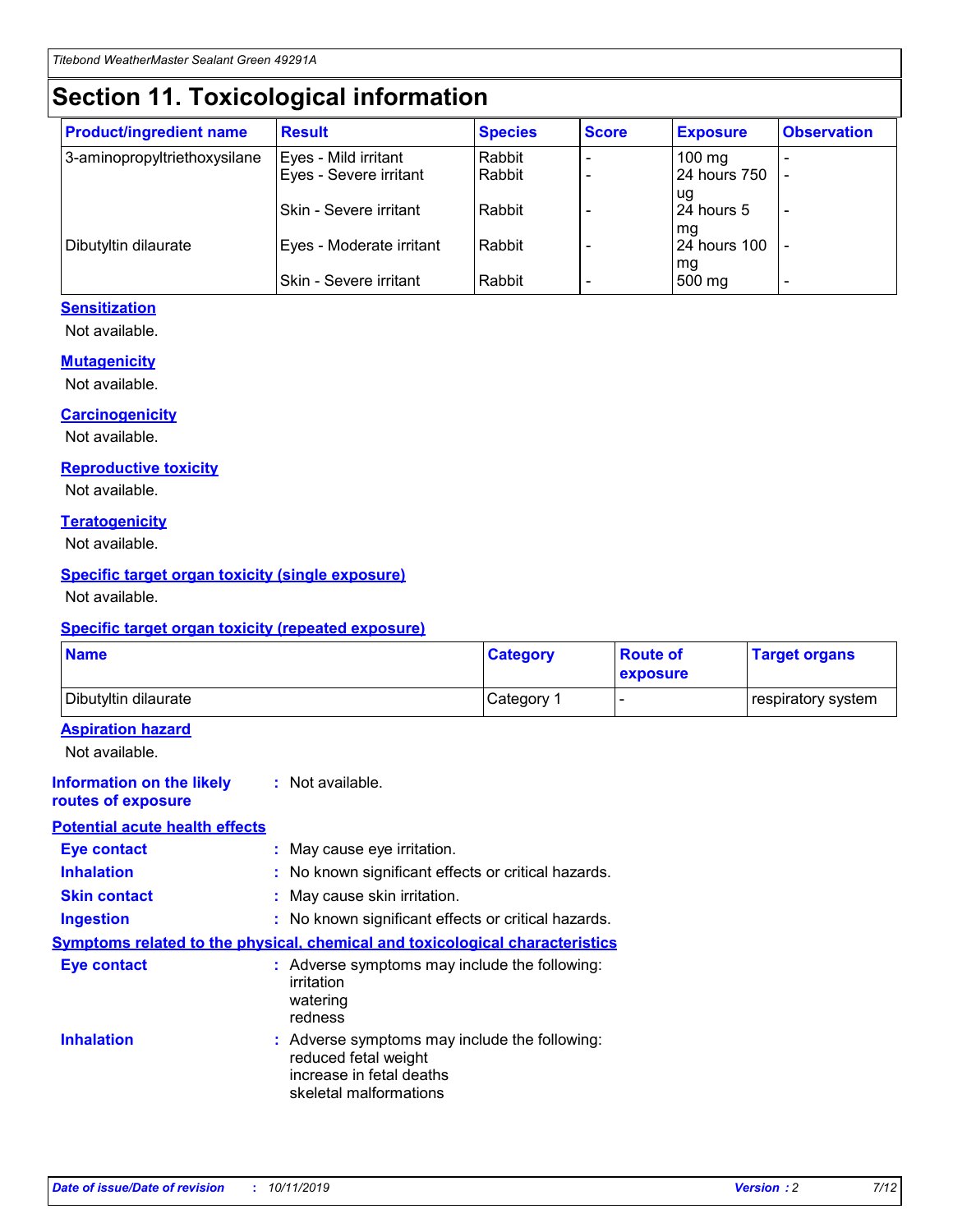# Section 11. Toxicological information

| Product/ingredient name | Result | Species | Score | Exposure | Observation |
| --- | --- | --- | --- | --- | --- |
| 3-aminopropyltriethoxysilane | Eyes - Mild irritant | Rabbit | - | 100 mg | - |
| | Eyes - Severe irritant | Rabbit | - | 24 hours 750 ug | - |
| | Skin - Severe irritant | Rabbit | - | 24 hours 5 mg | - |
| Dibutyltin dilaurate | Eyes - Moderate irritant | Rabbit | - | 24 hours 100 mg | - |
| | Skin - Severe irritant | Rabbit | - | 500 mg | - |

**Sensitization**

Not available.

**Mutagenicity**

Not available.

**Carcinogenicity**

Not available.

**Reproductive toxicity**

Not available.

**Teratogenicity**

Not available.

**Specific target organ toxicity (single exposure)**

Not available.

**Specific target organ toxicity (repeated exposure)**

| Name | Category | Route of exposure | Target organs |
| --- | --- | --- | --- |
| Dibutyltin dilaurate | Category 1 | - | respiratory system |

**Aspiration hazard**

Not available.

**Information on the likely routes of exposure** : Not available.

**Potential acute health effects**

**Eye contact** : May cause eye irritation.

**Inhalation** : No known significant effects or critical hazards.

**Skin contact** : May cause skin irritation.

**Ingestion** : No known significant effects or critical hazards.

**Symptoms related to the physical, chemical and toxicological characteristics**

**Eye contact** : Adverse symptoms may include the following:
irritation
watering
redness

**Inhalation** : Adverse symptoms may include the following:
reduced fetal weight
increase in fetal deaths
skeletal malformations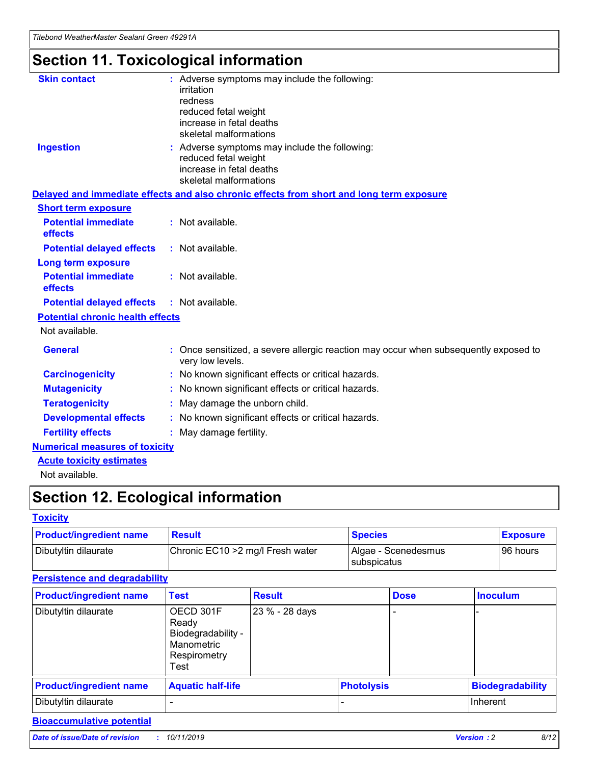# Section 11. Toxicological information

**Skin contact** : Adverse symptoms may include the following:
irritation
redness
reduced fetal weight
increase in fetal deaths
skeletal malformations

**Ingestion** : Adverse symptoms may include the following:
reduced fetal weight
increase in fetal deaths
skeletal malformations

## Delayed and immediate effects and also chronic effects from short and long term exposure

### Short term exposure

**Potential immediate effects** : Not available.

**Potential delayed effects** : Not available.

### Long term exposure

**Potential immediate effects** : Not available.

**Potential delayed effects** : Not available.

### Potential chronic health effects

Not available.

**General** : Once sensitized, a severe allergic reaction may occur when subsequently exposed to very low levels.

**Carcinogenicity** : No known significant effects or critical hazards.

**Mutagenicity** : No known significant effects or critical hazards.

**Teratogenicity** : May damage the unborn child.

**Developmental effects** : No known significant effects or critical hazards.

**Fertility effects** : May damage fertility.

## Numerical measures of toxicity

### Acute toxicity estimates

Not available.

# Section 12. Ecological information

## Toxicity

| Product/ingredient name | Result | Species | Exposure |
|---|---|---|---|
| Dibutyltin dilaurate | Chronic EC10 >2 mg/l Fresh water | Algae - Scenedesmus subspicatus | 96 hours |

## Persistence and degradability

| Product/ingredient name | Test | Result | Dose | Inoculum |
|---|---|---|---|---|
| Dibutyltin dilaurate | OECD 301F Ready Biodegradability - Manometric Respirometry Test | 23 % - 28 days | - | - |

| Product/ingredient name | Aquatic half-life | Photolysis | Biodegradability |
|---|---|---|---|
| Dibutyltin dilaurate | - | - | Inherent |

## Bioaccumulative potential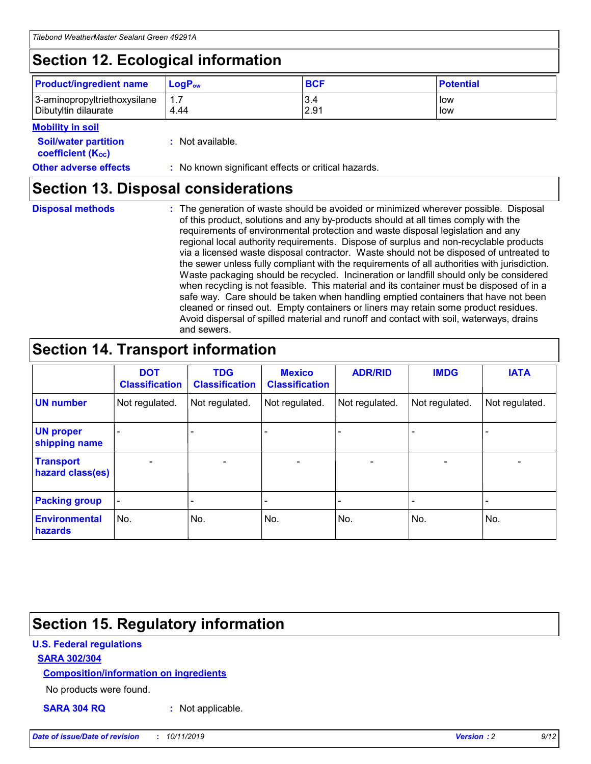## Section 12. Ecological information

| Product/ingredient name | $LogP_{ow}$ | BCF | Potential |
|---|---|---|---|
| 3-aminopropyltriethoxysilane | 1.7 | 3.4 | low |
| Dibutyltin dilaurate | 4.44 | 2.91 | low |

**Mobility in soil**

**Soil/water partition coefficient ($K_{OC}$)** : Not available.

**Other adverse effects** : No known significant effects or critical hazards.

## Section 13. Disposal considerations

**Disposal methods** : The generation of waste should be avoided or minimized wherever possible. Disposal of this product, solutions and any by-products should at all times comply with the requirements of environmental protection and waste disposal legislation and any regional local authority requirements. Dispose of surplus and non-recyclable products via a licensed waste disposal contractor. Waste should not be disposed of untreated to the sewer unless fully compliant with the requirements of all authorities with jurisdiction. Waste packaging should be recycled. Incineration or landfill should only be considered when recycling is not feasible. This material and its container must be disposed of in a safe way. Care should be taken when handling emptied containers that have not been cleaned or rinsed out. Empty containers or liners may retain some product residues. Avoid dispersal of spilled material and runoff and contact with soil, waterways, drains and sewers.

## Section 14. Transport information

| | DOT Classification | TDG Classification | Mexico Classification | ADR/RID | IMDG | IATA |
|---|---|---|---|---|---|---|
| UN number | Not regulated. | Not regulated. | Not regulated. | Not regulated. | Not regulated. | Not regulated. |
| UN proper shipping name | - | - | - | - | - | - |
| Transport hazard class(es) | - | - | - | - | - | - |
| Packing group | - | - | - | - | - | - |
| Environmental hazards | No. | No. | No. | No. | No. | No. |

## Section 15. Regulatory information

**U.S. Federal regulations**

**SARA 302/304**

**Composition/information on ingredients**

No products were found.

**SARA 304 RQ** : Not applicable.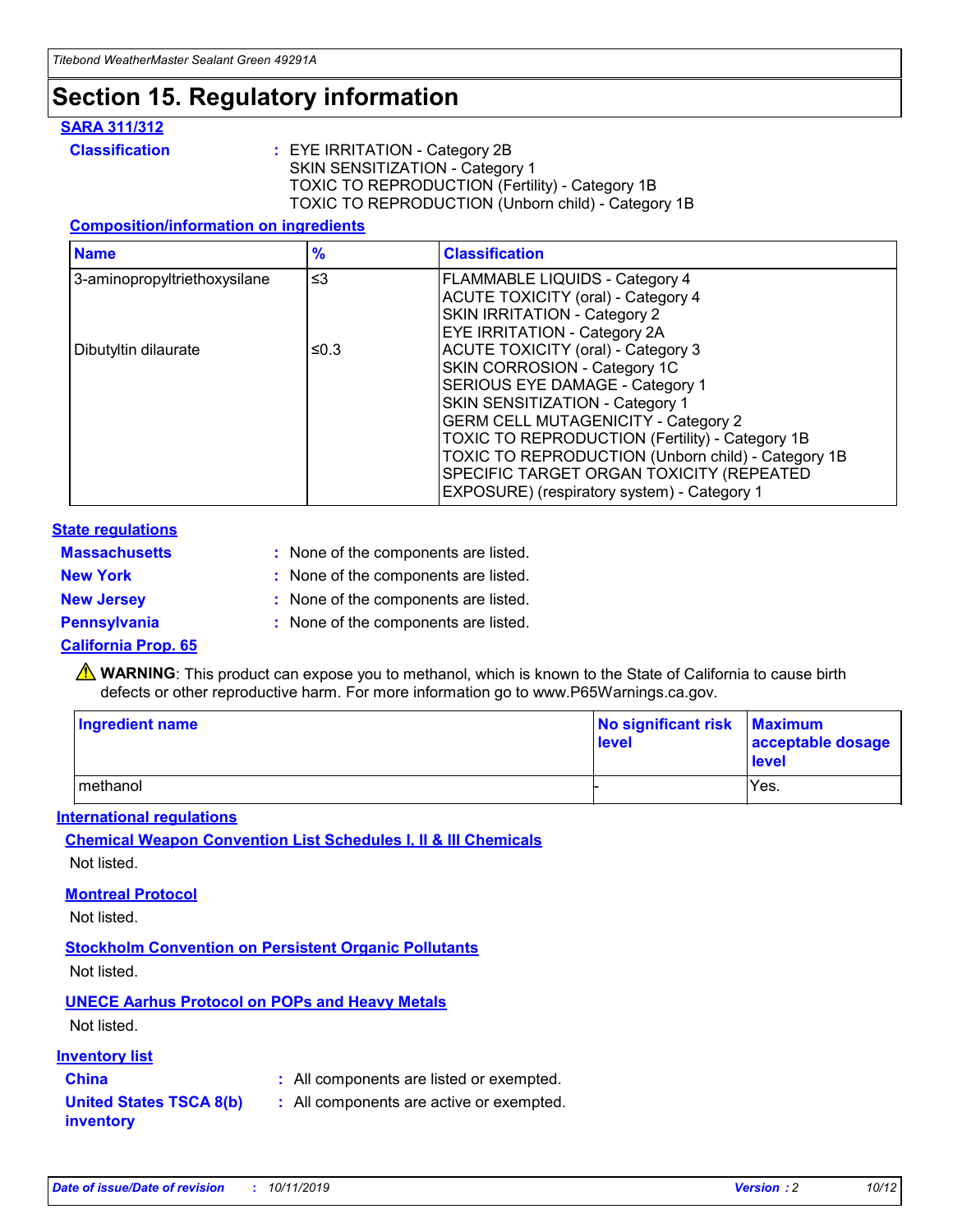# Section 15. Regulatory information

## SARA 311/312

**Classification** : EYE IRRITATION - Category 2B
SKIN SENSITIZATION - Category 1
TOXIC TO REPRODUCTION (Fertility) - Category 1B
TOXIC TO REPRODUCTION (Unborn child) - Category 1B

### Composition/information on ingredients

| Name | % | Classification |
|---|---|---|
| 3-aminopropyltriethoxysilane | ≤3 | FLAMMABLE LIQUIDS - Category 4<br>ACUTE TOXICITY (oral) - Category 4<br>SKIN IRRITATION - Category 2<br>EYE IRRITATION - Category 2A |
| Dibutyltin dilaurate | ≤0.3 | ACUTE TOXICITY (oral) - Category 3<br>SKIN CORROSION - Category 1C<br>SERIOUS EYE DAMAGE - Category 1<br>SKIN SENSITIZATION - Category 1<br>GERM CELL MUTAGENICITY - Category 2<br>TOXIC TO REPRODUCTION (Fertility) - Category 1B<br>TOXIC TO REPRODUCTION (Unborn child) - Category 1B<br>SPECIFIC TARGET ORGAN TOXICITY (REPEATED EXPOSURE) (respiratory system) - Category 1 |

## State regulations

**Massachusetts** : None of the components are listed.

**New York** : None of the components are listed.

**New Jersey** : None of the components are listed.

**Pennsylvania** : None of the components are listed.

### California Prop. 65

⚠ **WARNING**: This product can expose you to methanol, which is known to the State of California to cause birth defects or other reproductive harm. For more information go to www.P65Warnings.ca.gov.

| Ingredient name | No significant risk level | Maximum acceptable dosage level |
|---|---|---|
| methanol | - | Yes. |

## International regulations

**Chemical Weapon Convention List Schedules I, II & III Chemicals**

Not listed.

**Montreal Protocol**

Not listed.

**Stockholm Convention on Persistent Organic Pollutants**

Not listed.

**UNECE Aarhus Protocol on POPs and Heavy Metals**

Not listed.

## Inventory list

**China** : All components are listed or exempted.

**United States TSCA 8(b) inventory** : All components are active or exempted.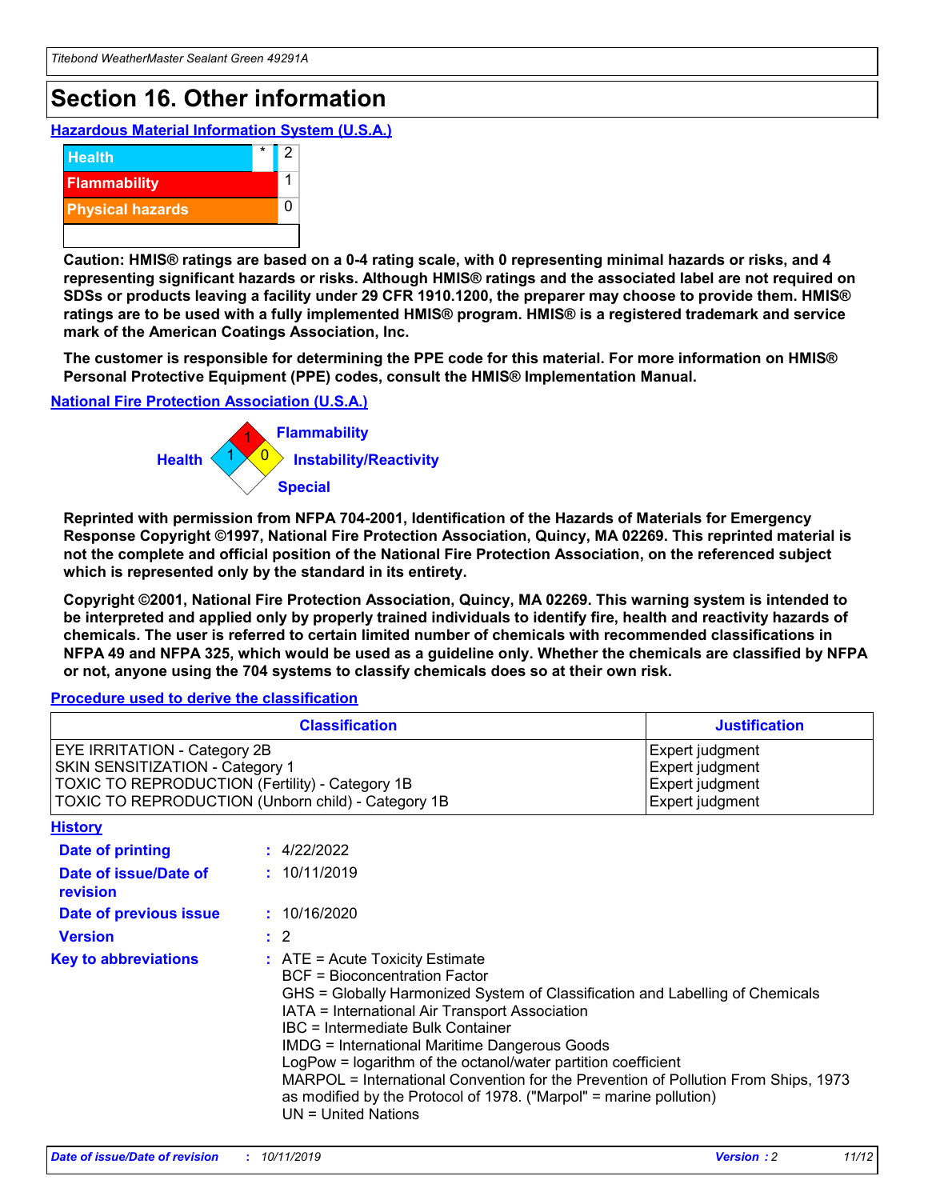# Section 16. Other information

### Hazardous Material Information System (U.S.A.)

| | | |
|---|---|---|
| Health | * | 2 |
| Flammability | | 1 |
| Physical hazards | | 0 |
| | | |

**Caution: HMIS® ratings are based on a 0-4 rating scale, with 0 representing minimal hazards or risks, and 4 representing significant hazards or risks. Although HMIS® ratings and the associated label are not required on SDSs or products leaving a facility under 29 CFR 1910.1200, the preparer may choose to provide them. HMIS® ratings are to be used with a fully implemented HMIS® program. HMIS® is a registered trademark and service mark of the American Coatings Association, Inc.**

**The customer is responsible for determining the PPE code for this material. For more information on HMIS® Personal Protective Equipment (PPE) codes, consult the HMIS® Implementation Manual.**

### National Fire Protection Association (U.S.A.)

Flammability: 1
Health: 1
Instability/Reactivity: 0
Special:

**Reprinted with permission from NFPA 704-2001, Identification of the Hazards of Materials for Emergency Response Copyright ©1997, National Fire Protection Association, Quincy, MA 02269. This reprinted material is not the complete and official position of the National Fire Protection Association, on the referenced subject which is represented only by the standard in its entirety.**

**Copyright ©2001, National Fire Protection Association, Quincy, MA 02269. This warning system is intended to be interpreted and applied only by properly trained individuals to identify fire, health and reactivity hazards of chemicals. The user is referred to certain limited number of chemicals with recommended classifications in NFPA 49 and NFPA 325, which would be used as a guideline only. Whether the chemicals are classified by NFPA or not, anyone using the 704 systems to classify chemicals does so at their own risk.**

### Procedure used to derive the classification

| Classification | Justification |
|---|---|
| EYE IRRITATION - Category 2B | Expert judgment |
| SKIN SENSITIZATION - Category 1 | Expert judgment |
| TOXIC TO REPRODUCTION (Fertility) - Category 1B | Expert judgment |
| TOXIC TO REPRODUCTION (Unborn child) - Category 1B | Expert judgment |

### History

**Date of printing** : 4/22/2022

**Date of issue/Date of revision** : 10/11/2019

**Date of previous issue** : 10/16/2020

**Version** : 2

**Key to abbreviations** : ATE = Acute Toxicity Estimate
BCF = Bioconcentration Factor
GHS = Globally Harmonized System of Classification and Labelling of Chemicals
IATA = International Air Transport Association
IBC = Intermediate Bulk Container
IMDG = International Maritime Dangerous Goods
LogPow = logarithm of the octanol/water partition coefficient
MARPOL = International Convention for the Prevention of Pollution From Ships, 1973 as modified by the Protocol of 1978. ("Marpol" = marine pollution)
UN = United Nations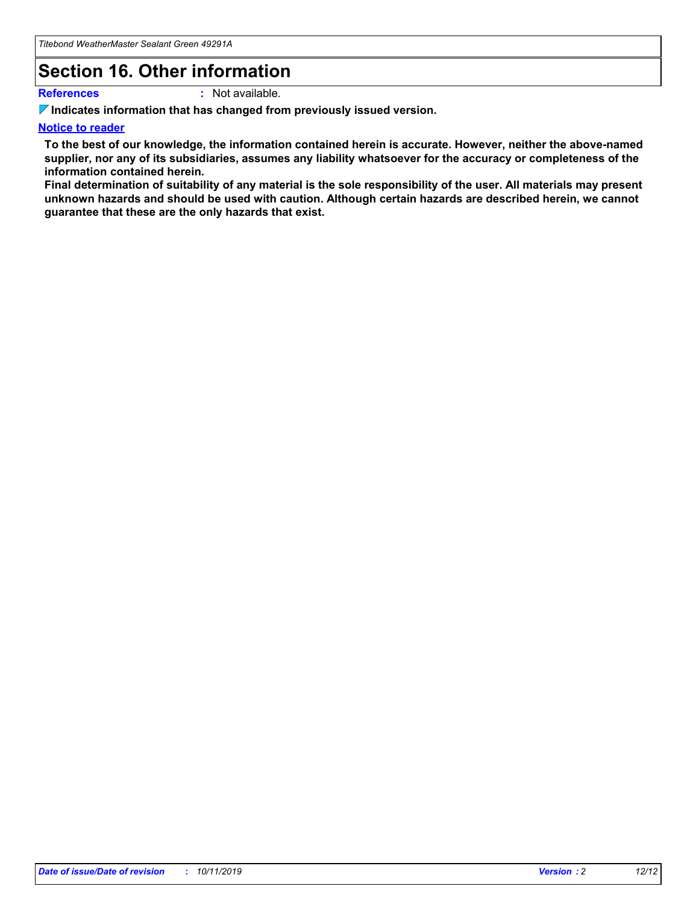# Section 16. Other information

**References** : Not available.

**Indicates information that has changed from previously issued version.**

**Notice to reader**

**To the best of our knowledge, the information contained herein is accurate. However, neither the above-named supplier, nor any of its subsidiaries, assumes any liability whatsoever for the accuracy or completeness of the information contained herein.**

**Final determination of suitability of any material is the sole responsibility of the user. All materials may present unknown hazards and should be used with caution. Although certain hazards are described herein, we cannot guarantee that these are the only hazards that exist.**